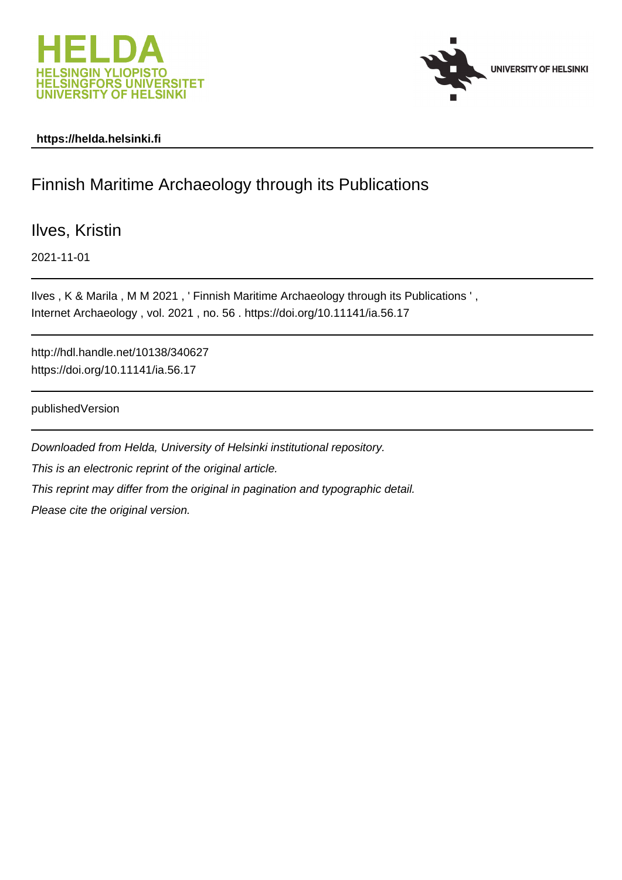HELDA
HELSINGIN YLIOPISTO
HELSINGFORS UNIVERSITET
UNIVERSITY OF HELSINKI

UNIVERSITY OF HELSINKI

**https://helda.helsinki.fi**

# Finnish Maritime Archaeology through its Publications

Ilves, Kristin

2021-11-01

Ilves , K & Marila , M M 2021 , ' Finnish Maritime Archaeology through its Publications ' , Internet Archaeology , vol. 2021 , no. 56 . https://doi.org/10.11141/ia.56.17

http://hdl.handle.net/10138/340627
https://doi.org/10.11141/ia.56.17

publishedVersion

*Downloaded from Helda, University of Helsinki institutional repository.*

*This is an electronic reprint of the original article.*

*This reprint may differ from the original in pagination and typographic detail.*

*Please cite the original version.*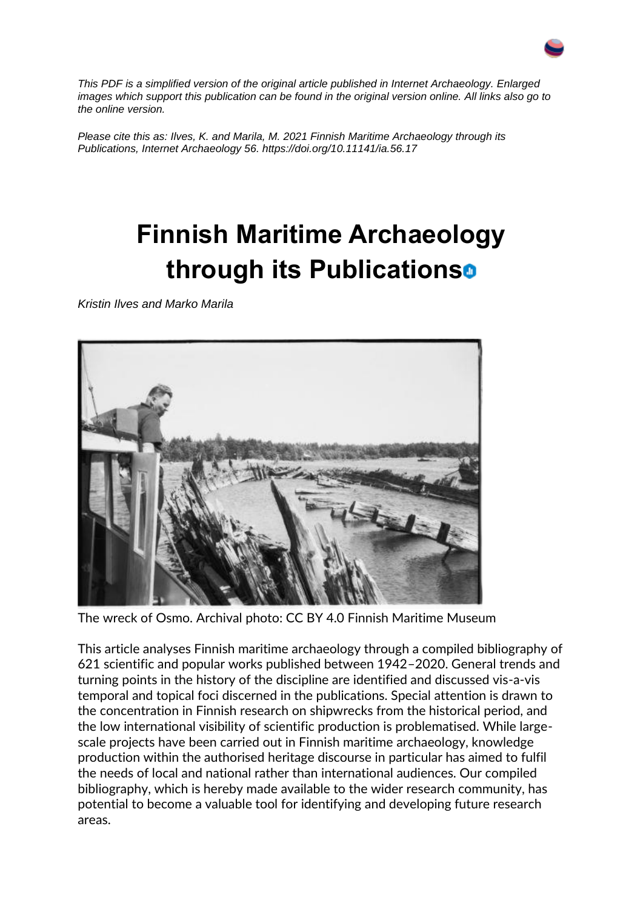*This PDF is a simplified version of the original article published in Internet Archaeology. Enlarged images which support this publication can be found in the original version online. All links also go to the online version.*

*Please cite this as: Ilves, K. and Marila, M. 2021 Finnish Maritime Archaeology through its Publications, Internet Archaeology 56. https://doi.org/10.11141/ia.56.17*

# Finnish Maritime Archaeology through its Publications

*Kristin Ilves and Marko Marila*

The wreck of Osmo. Archival photo: CC BY 4.0 Finnish Maritime Museum

This article analyses Finnish maritime archaeology through a compiled bibliography of 621 scientific and popular works published between 1942–2020. General trends and turning points in the history of the discipline are identified and discussed vis-a-vis temporal and topical foci discerned in the publications. Special attention is drawn to the concentration in Finnish research on shipwrecks from the historical period, and the low international visibility of scientific production is problematised. While large-scale projects have been carried out in Finnish maritime archaeology, knowledge production within the authorised heritage discourse in particular has aimed to fulfil the needs of local and national rather than international audiences. Our compiled bibliography, which is hereby made available to the wider research community, has potential to become a valuable tool for identifying and developing future research areas.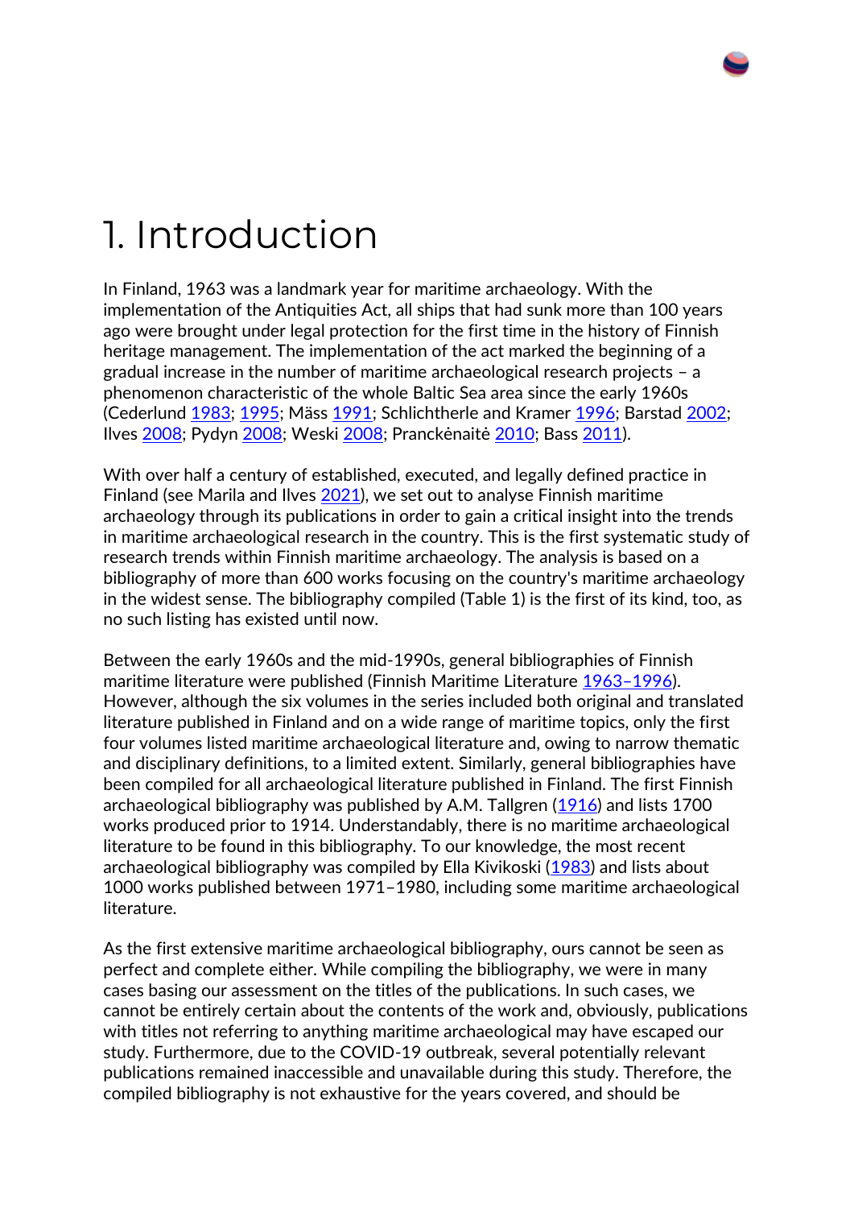# 1. Introduction

In Finland, 1963 was a landmark year for maritime archaeology. With the implementation of the Antiquities Act, all ships that had sunk more than 100 years ago were brought under legal protection for the first time in the history of Finnish heritage management. The implementation of the act marked the beginning of a gradual increase in the number of maritime archaeological research projects – a phenomenon characteristic of the whole Baltic Sea area since the early 1960s (Cederlund 1983; 1995; Mäss 1991; Schlichtherle and Kramer 1996; Barstad 2002; Ilves 2008; Pydyn 2008; Weski 2008; Pranckėnaitė 2010; Bass 2011).

With over half a century of established, executed, and legally defined practice in Finland (see Marila and Ilves 2021), we set out to analyse Finnish maritime archaeology through its publications in order to gain a critical insight into the trends in maritime archaeological research in the country. This is the first systematic study of research trends within Finnish maritime archaeology. The analysis is based on a bibliography of more than 600 works focusing on the country's maritime archaeology in the widest sense. The bibliography compiled (Table 1) is the first of its kind, too, as no such listing has existed until now.

Between the early 1960s and the mid-1990s, general bibliographies of Finnish maritime literature were published (Finnish Maritime Literature 1963–1996). However, although the six volumes in the series included both original and translated literature published in Finland and on a wide range of maritime topics, only the first four volumes listed maritime archaeological literature and, owing to narrow thematic and disciplinary definitions, to a limited extent. Similarly, general bibliographies have been compiled for all archaeological literature published in Finland. The first Finnish archaeological bibliography was published by A.M. Tallgren (1916) and lists 1700 works produced prior to 1914. Understandably, there is no maritime archaeological literature to be found in this bibliography. To our knowledge, the most recent archaeological bibliography was compiled by Ella Kivikoski (1983) and lists about 1000 works published between 1971–1980, including some maritime archaeological literature.

As the first extensive maritime archaeological bibliography, ours cannot be seen as perfect and complete either. While compiling the bibliography, we were in many cases basing our assessment on the titles of the publications. In such cases, we cannot be entirely certain about the contents of the work and, obviously, publications with titles not referring to anything maritime archaeological may have escaped our study. Furthermore, due to the COVID-19 outbreak, several potentially relevant publications remained inaccessible and unavailable during this study. Therefore, the compiled bibliography is not exhaustive for the years covered, and should be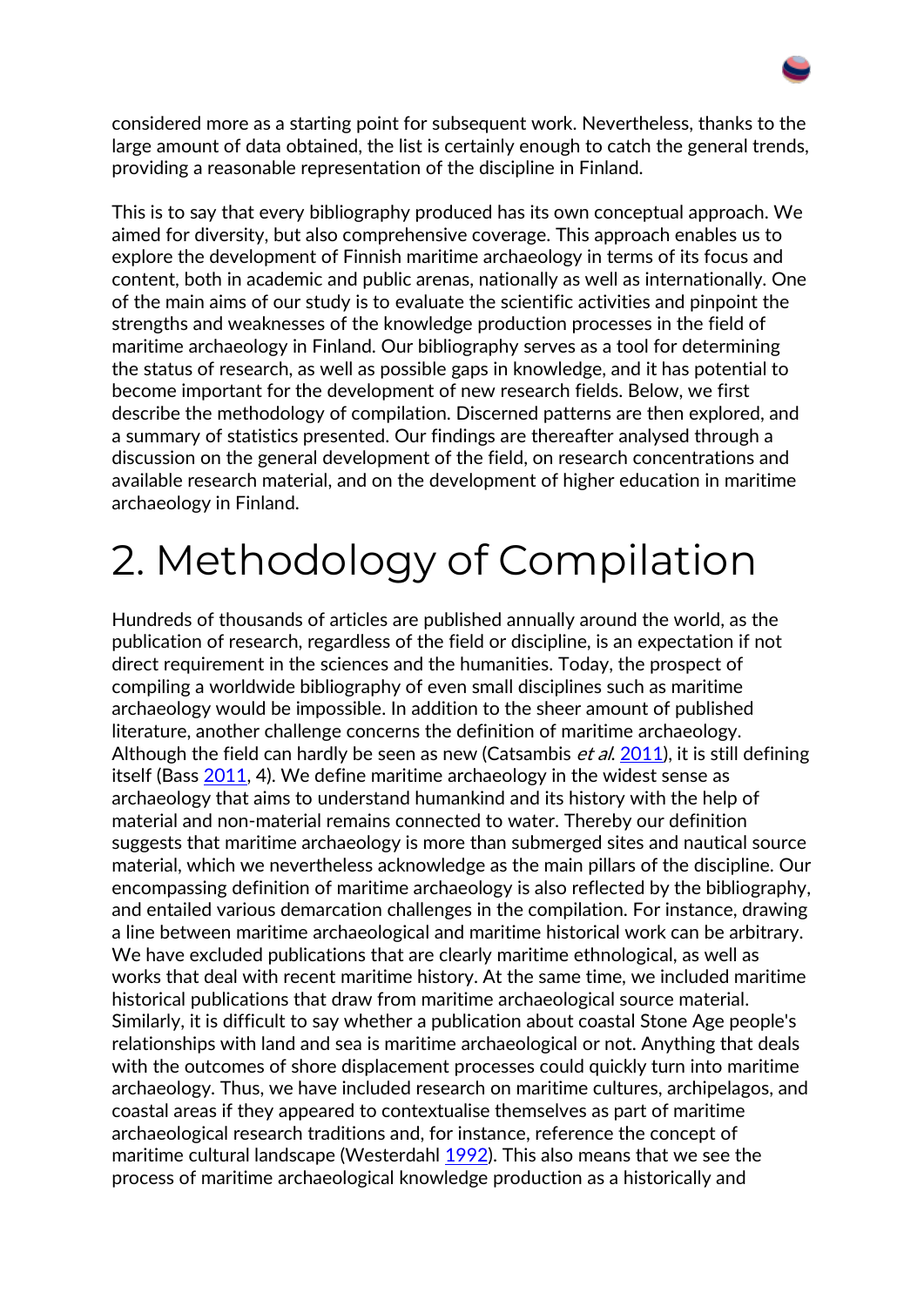considered more as a starting point for subsequent work. Nevertheless, thanks to the large amount of data obtained, the list is certainly enough to catch the general trends, providing a reasonable representation of the discipline in Finland.

This is to say that every bibliography produced has its own conceptual approach. We aimed for diversity, but also comprehensive coverage. This approach enables us to explore the development of Finnish maritime archaeology in terms of its focus and content, both in academic and public arenas, nationally as well as internationally. One of the main aims of our study is to evaluate the scientific activities and pinpoint the strengths and weaknesses of the knowledge production processes in the field of maritime archaeology in Finland. Our bibliography serves as a tool for determining the status of research, as well as possible gaps in knowledge, and it has potential to become important for the development of new research fields. Below, we first describe the methodology of compilation. Discerned patterns are then explored, and a summary of statistics presented. Our findings are thereafter analysed through a discussion on the general development of the field, on research concentrations and available research material, and on the development of higher education in maritime archaeology in Finland.

# 2. Methodology of Compilation

Hundreds of thousands of articles are published annually around the world, as the publication of research, regardless of the field or discipline, is an expectation if not direct requirement in the sciences and the humanities. Today, the prospect of compiling a worldwide bibliography of even small disciplines such as maritime archaeology would be impossible. In addition to the sheer amount of published literature, another challenge concerns the definition of maritime archaeology. Although the field can hardly be seen as new (Catsambis *et al.* 2011), it is still defining itself (Bass 2011, 4). We define maritime archaeology in the widest sense as archaeology that aims to understand humankind and its history with the help of material and non-material remains connected to water. Thereby our definition suggests that maritime archaeology is more than submerged sites and nautical source material, which we nevertheless acknowledge as the main pillars of the discipline. Our encompassing definition of maritime archaeology is also reflected by the bibliography, and entailed various demarcation challenges in the compilation. For instance, drawing a line between maritime archaeological and maritime historical work can be arbitrary. We have excluded publications that are clearly maritime ethnological, as well as works that deal with recent maritime history. At the same time, we included maritime historical publications that draw from maritime archaeological source material. Similarly, it is difficult to say whether a publication about coastal Stone Age people's relationships with land and sea is maritime archaeological or not. Anything that deals with the outcomes of shore displacement processes could quickly turn into maritime archaeology. Thus, we have included research on maritime cultures, archipelagos, and coastal areas if they appeared to contextualise themselves as part of maritime archaeological research traditions and, for instance, reference the concept of maritime cultural landscape (Westerdahl 1992). This also means that we see the process of maritime archaeological knowledge production as a historically and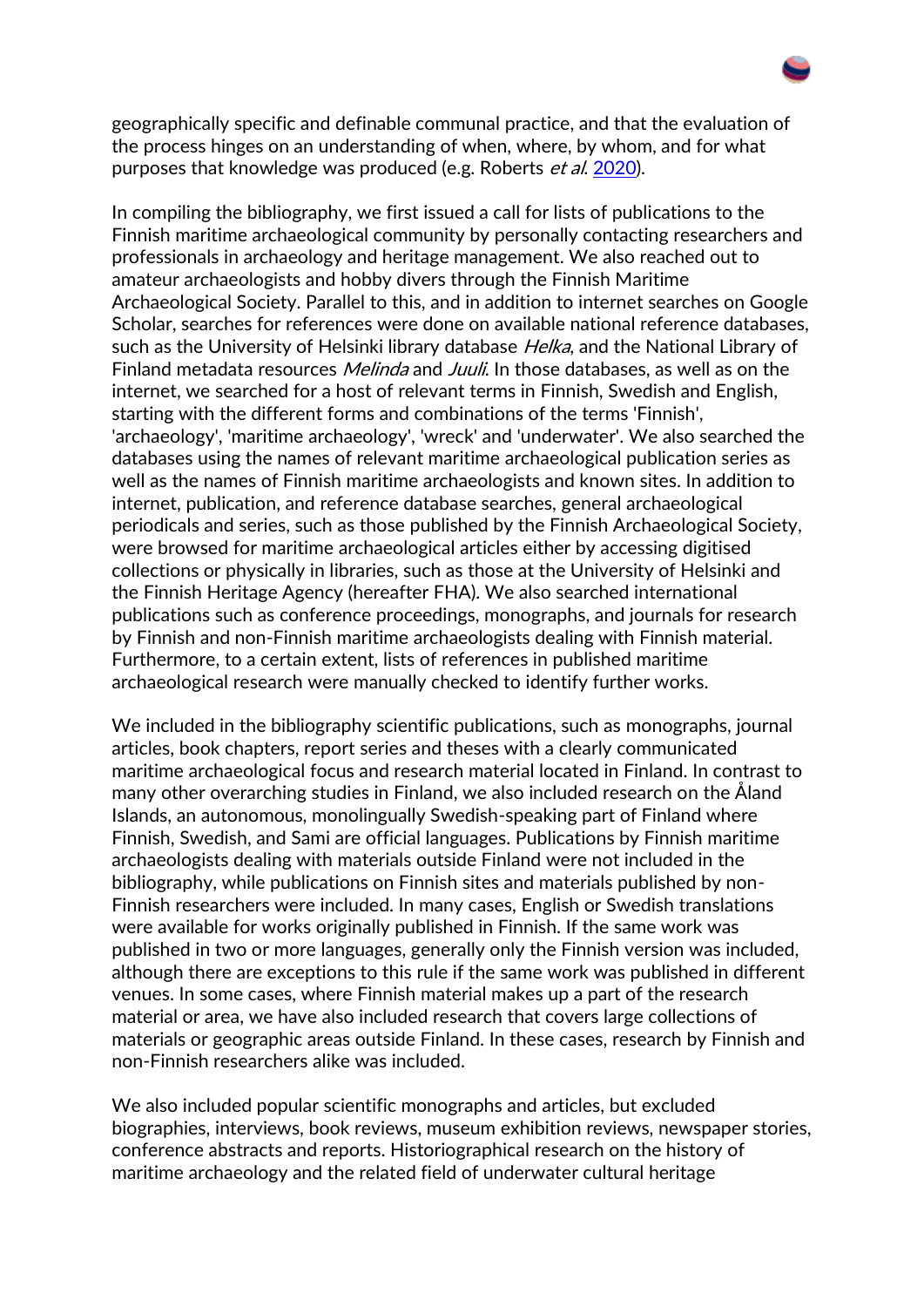geographically specific and definable communal practice, and that the evaluation of the process hinges on an understanding of when, where, by whom, and for what purposes that knowledge was produced (e.g. Roberts *et al.* 2020).

In compiling the bibliography, we first issued a call for lists of publications to the Finnish maritime archaeological community by personally contacting researchers and professionals in archaeology and heritage management. We also reached out to amateur archaeologists and hobby divers through the Finnish Maritime Archaeological Society. Parallel to this, and in addition to internet searches on Google Scholar, searches for references were done on available national reference databases, such as the University of Helsinki library database *Helka*, and the National Library of Finland metadata resources *Melinda* and *Juuli*. In those databases, as well as on the internet, we searched for a host of relevant terms in Finnish, Swedish and English, starting with the different forms and combinations of the terms 'Finnish', 'archaeology', 'maritime archaeology', 'wreck' and 'underwater'. We also searched the databases using the names of relevant maritime archaeological publication series as well as the names of Finnish maritime archaeologists and known sites. In addition to internet, publication, and reference database searches, general archaeological periodicals and series, such as those published by the Finnish Archaeological Society, were browsed for maritime archaeological articles either by accessing digitised collections or physically in libraries, such as those at the University of Helsinki and the Finnish Heritage Agency (hereafter FHA). We also searched international publications such as conference proceedings, monographs, and journals for research by Finnish and non-Finnish maritime archaeologists dealing with Finnish material. Furthermore, to a certain extent, lists of references in published maritime archaeological research were manually checked to identify further works.

We included in the bibliography scientific publications, such as monographs, journal articles, book chapters, report series and theses with a clearly communicated maritime archaeological focus and research material located in Finland. In contrast to many other overarching studies in Finland, we also included research on the Åland Islands, an autonomous, monolingually Swedish-speaking part of Finland where Finnish, Swedish, and Sami are official languages. Publications by Finnish maritime archaeologists dealing with materials outside Finland were not included in the bibliography, while publications on Finnish sites and materials published by non-Finnish researchers were included. In many cases, English or Swedish translations were available for works originally published in Finnish. If the same work was published in two or more languages, generally only the Finnish version was included, although there are exceptions to this rule if the same work was published in different venues. In some cases, where Finnish material makes up a part of the research material or area, we have also included research that covers large collections of materials or geographic areas outside Finland. In these cases, research by Finnish and non-Finnish researchers alike was included.

We also included popular scientific monographs and articles, but excluded biographies, interviews, book reviews, museum exhibition reviews, newspaper stories, conference abstracts and reports. Historiographical research on the history of maritime archaeology and the related field of underwater cultural heritage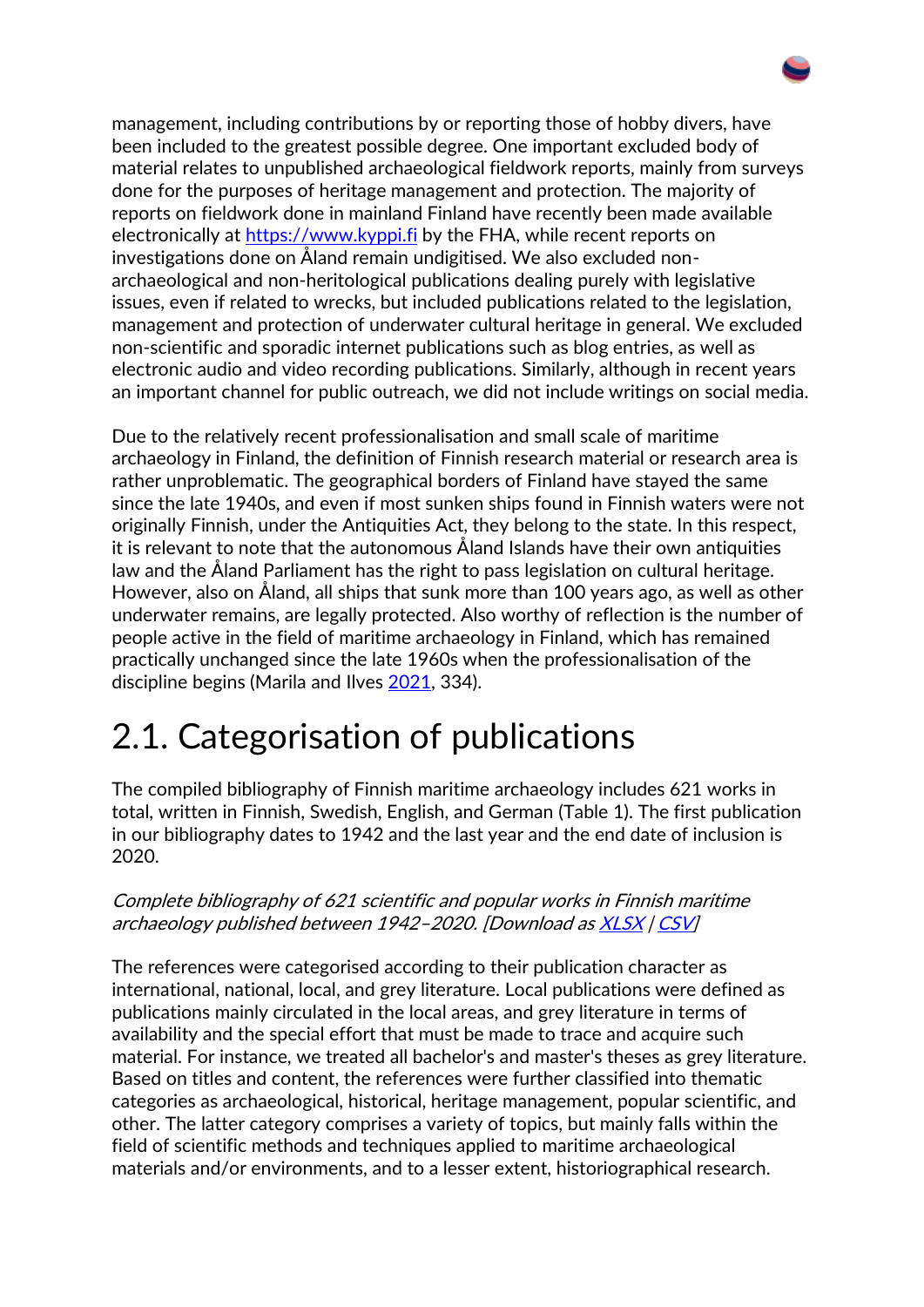management, including contributions by or reporting those of hobby divers, have been included to the greatest possible degree. One important excluded body of material relates to unpublished archaeological fieldwork reports, mainly from surveys done for the purposes of heritage management and protection. The majority of reports on fieldwork done in mainland Finland have recently been made available electronically at [https://www.kyppi.fi](https://www.kyppi.fi) by the FHA, while recent reports on investigations done on Åland remain undigitised. We also excluded non-archaeological and non-heritological publications dealing purely with legislative issues, even if related to wrecks, but included publications related to the legislation, management and protection of underwater cultural heritage in general. We excluded non-scientific and sporadic internet publications such as blog entries, as well as electronic audio and video recording publications. Similarly, although in recent years an important channel for public outreach, we did not include writings on social media.

Due to the relatively recent professionalisation and small scale of maritime archaeology in Finland, the definition of Finnish research material or research area is rather unproblematic. The geographical borders of Finland have stayed the same since the late 1940s, and even if most sunken ships found in Finnish waters were not originally Finnish, under the Antiquities Act, they belong to the state. In this respect, it is relevant to note that the autonomous Åland Islands have their own antiquities law and the Åland Parliament has the right to pass legislation on cultural heritage. However, also on Åland, all ships that sunk more than 100 years ago, as well as other underwater remains, are legally protected. Also worthy of reflection is the number of people active in the field of maritime archaeology in Finland, which has remained practically unchanged since the late 1960s when the professionalisation of the discipline begins (Marila and Ilves 2021, 334).

## 2.1. Categorisation of publications

The compiled bibliography of Finnish maritime archaeology includes 621 works in total, written in Finnish, Swedish, English, and German (Table 1). The first publication in our bibliography dates to 1942 and the last year and the end date of inclusion is 2020.

*Complete bibliography of 621 scientific and popular works in Finnish maritime archaeology published between 1942–2020. [Download as XLSX | CSV]*

The references were categorised according to their publication character as international, national, local, and grey literature. Local publications were defined as publications mainly circulated in the local areas, and grey literature in terms of availability and the special effort that must be made to trace and acquire such material. For instance, we treated all bachelor's and master's theses as grey literature. Based on titles and content, the references were further classified into thematic categories as archaeological, historical, heritage management, popular scientific, and other. The latter category comprises a variety of topics, but mainly falls within the field of scientific methods and techniques applied to maritime archaeological materials and/or environments, and to a lesser extent, historiographical research.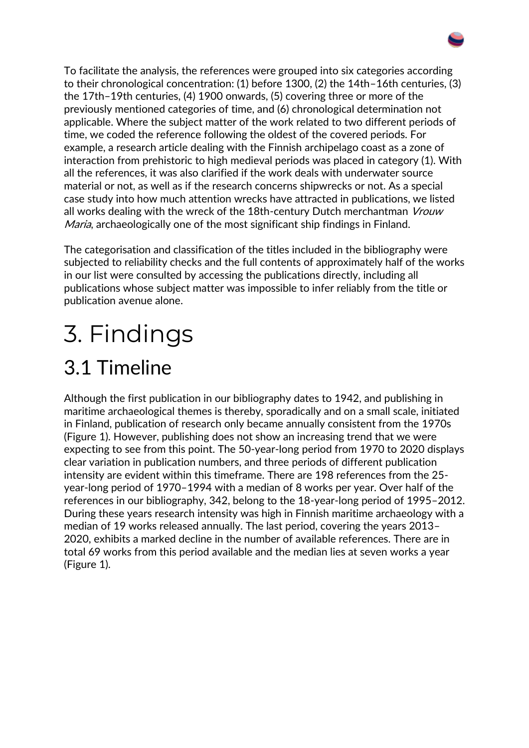To facilitate the analysis, the references were grouped into six categories according to their chronological concentration: (1) before 1300, (2) the 14th–16th centuries, (3) the 17th–19th centuries, (4) 1900 onwards, (5) covering three or more of the previously mentioned categories of time, and (6) chronological determination not applicable. Where the subject matter of the work related to two different periods of time, we coded the reference following the oldest of the covered periods. For example, a research article dealing with the Finnish archipelago coast as a zone of interaction from prehistoric to high medieval periods was placed in category (1). With all the references, it was also clarified if the work deals with underwater source material or not, as well as if the research concerns shipwrecks or not. As a special case study into how much attention wrecks have attracted in publications, we listed all works dealing with the wreck of the 18th-century Dutch merchantman *Vrouw Maria*, archaeologically one of the most significant ship findings in Finland.

The categorisation and classification of the titles included in the bibliography were subjected to reliability checks and the full contents of approximately half of the works in our list were consulted by accessing the publications directly, including all publications whose subject matter was impossible to infer reliably from the title or publication avenue alone.

# 3. Findings

## 3.1 Timeline

Although the first publication in our bibliography dates to 1942, and publishing in maritime archaeological themes is thereby, sporadically and on a small scale, initiated in Finland, publication of research only became annually consistent from the 1970s (Figure 1). However, publishing does not show an increasing trend that we were expecting to see from this point. The 50-year-long period from 1970 to 2020 displays clear variation in publication numbers, and three periods of different publication intensity are evident within this timeframe. There are 198 references from the 25-year-long period of 1970–1994 with a median of 8 works per year. Over half of the references in our bibliography, 342, belong to the 18-year-long period of 1995–2012. During these years research intensity was high in Finnish maritime archaeology with a median of 19 works released annually. The last period, covering the years 2013–2020, exhibits a marked decline in the number of available references. There are in total 69 works from this period available and the median lies at seven works a year (Figure 1).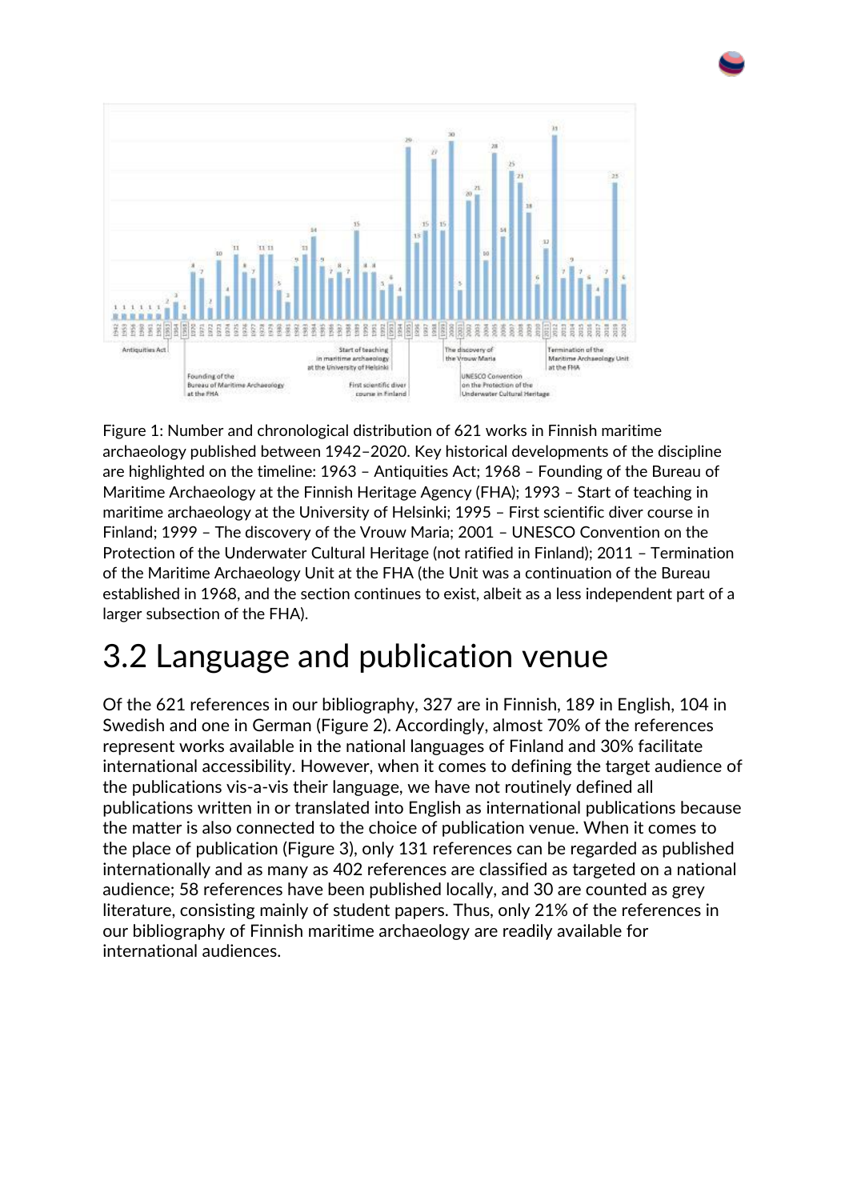Figure 1: Number and chronological distribution of 621 works in Finnish maritime archaeology published between 1942–2020. Key historical developments of the discipline are highlighted on the timeline: 1963 – Antiquities Act; 1968 – Founding of the Bureau of Maritime Archaeology at the Finnish Heritage Agency (FHA); 1993 – Start of teaching in maritime archaeology at the University of Helsinki; 1995 – First scientific diver course in Finland; 1999 – The discovery of the Vrouw Maria; 2001 – UNESCO Convention on the Protection of the Underwater Cultural Heritage (not ratified in Finland); 2011 – Termination of the Maritime Archaeology Unit at the FHA (the Unit was a continuation of the Bureau established in 1968, and the section continues to exist, albeit as a less independent part of a larger subsection of the FHA).

## 3.2 Language and publication venue

Of the 621 references in our bibliography, 327 are in Finnish, 189 in English, 104 in Swedish and one in German (Figure 2). Accordingly, almost 70% of the references represent works available in the national languages of Finland and 30% facilitate international accessibility. However, when it comes to defining the target audience of the publications vis-a-vis their language, we have not routinely defined all publications written in or translated into English as international publications because the matter is also connected to the choice of publication venue. When it comes to the place of publication (Figure 3), only 131 references can be regarded as published internationally and as many as 402 references are classified as targeted on a national audience; 58 references have been published locally, and 30 are counted as grey literature, consisting mainly of student papers. Thus, only 21% of the references in our bibliography of Finnish maritime archaeology are readily available for international audiences.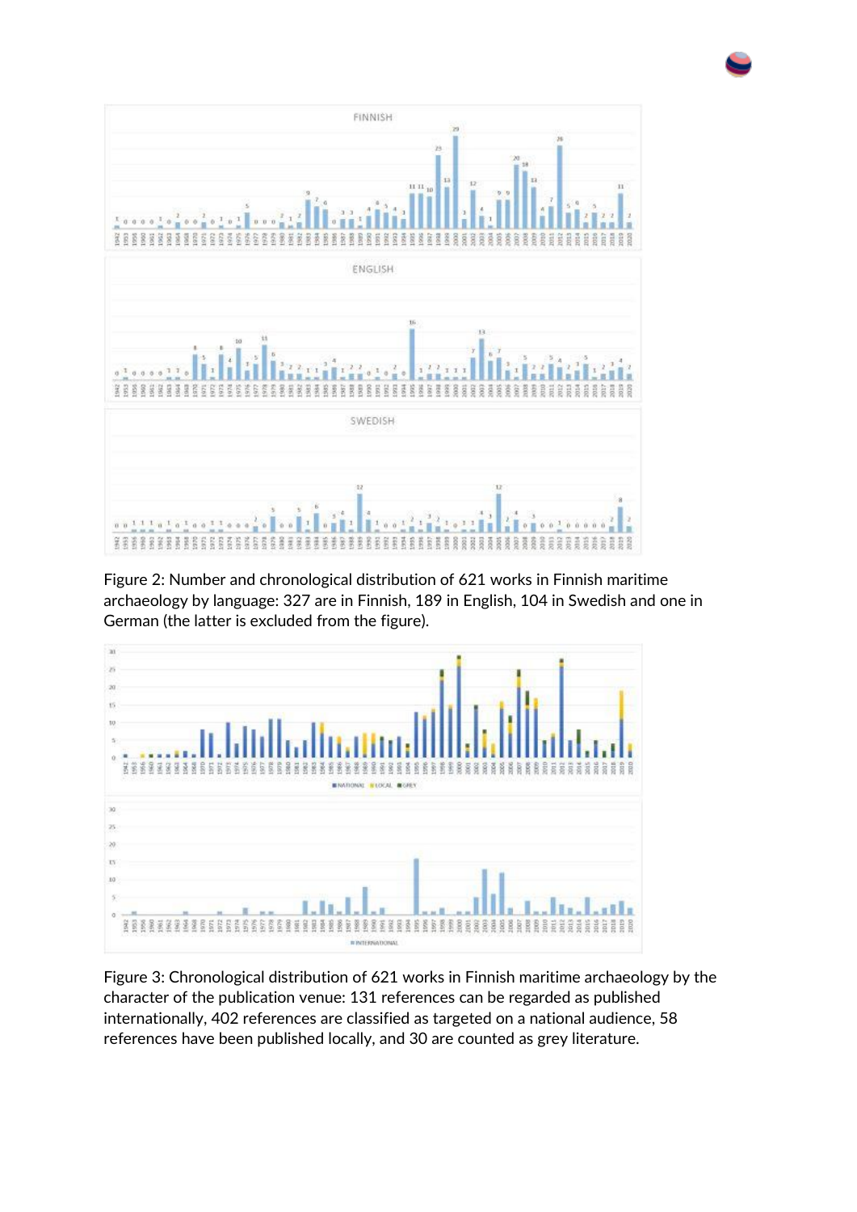Figure 2: Number and chronological distribution of 621 works in Finnish maritime archaeology by language: 327 are in Finnish, 189 in English, 104 in Swedish and one in German (the latter is excluded from the figure).

Figure 3: Chronological distribution of 621 works in Finnish maritime archaeology by the character of the publication venue: 131 references can be regarded as published internationally, 402 references are classified as targeted on a national audience, 58 references have been published locally, and 30 are counted as grey literature.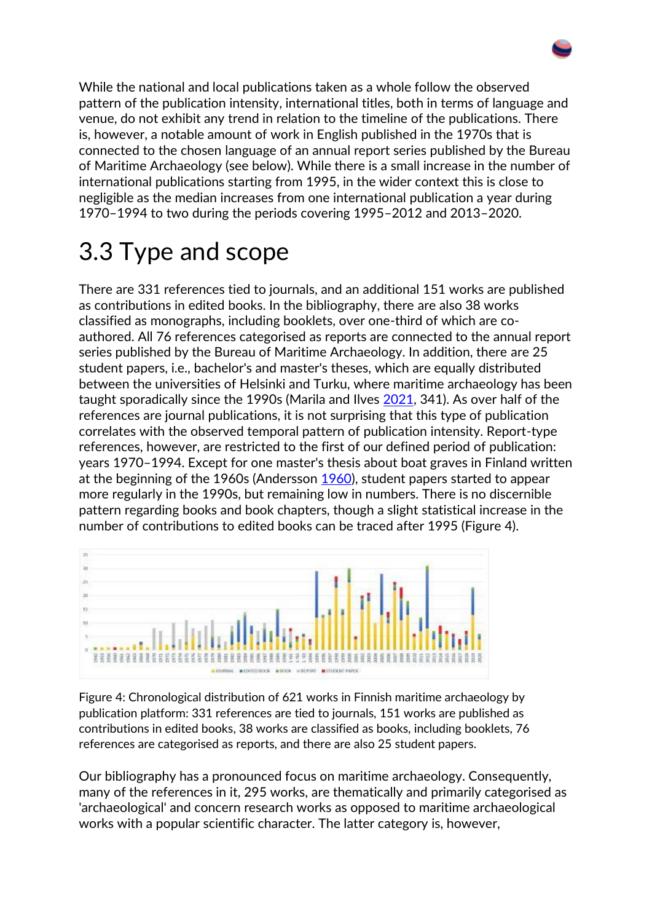While the national and local publications taken as a whole follow the observed pattern of the publication intensity, international titles, both in terms of language and venue, do not exhibit any trend in relation to the timeline of the publications. There is, however, a notable amount of work in English published in the 1970s that is connected to the chosen language of an annual report series published by the Bureau of Maritime Archaeology (see below). While there is a small increase in the number of international publications starting from 1995, in the wider context this is close to negligible as the median increases from one international publication a year during 1970–1994 to two during the periods covering 1995–2012 and 2013–2020.

## 3.3 Type and scope

There are 331 references tied to journals, and an additional 151 works are published as contributions in edited books. In the bibliography, there are also 38 works classified as monographs, including booklets, over one-third of which are co-authored. All 76 references categorised as reports are connected to the annual report series published by the Bureau of Maritime Archaeology. In addition, there are 25 student papers, i.e., bachelor's and master's theses, which are equally distributed between the universities of Helsinki and Turku, where maritime archaeology has been taught sporadically since the 1990s (Marila and Ilves 2021, 341). As over half of the references are journal publications, it is not surprising that this type of publication correlates with the observed temporal pattern of publication intensity. Report-type references, however, are restricted to the first of our defined period of publication: years 1970–1994. Except for one master's thesis about boat graves in Finland written at the beginning of the 1960s (Andersson 1960), student papers started to appear more regularly in the 1990s, but remaining low in numbers. There is no discernible pattern regarding books and book chapters, though a slight statistical increase in the number of contributions to edited books can be traced after 1995 (Figure 4).

Figure 4: Chronological distribution of 621 works in Finnish maritime archaeology by publication platform: 331 references are tied to journals, 151 works are published as contributions in edited books, 38 works are classified as books, including booklets, 76 references are categorised as reports, and there are also 25 student papers.

Our bibliography has a pronounced focus on maritime archaeology. Consequently, many of the references in it, 295 works, are thematically and primarily categorised as 'archaeological' and concern research works as opposed to maritime archaeological works with a popular scientific character. The latter category is, however,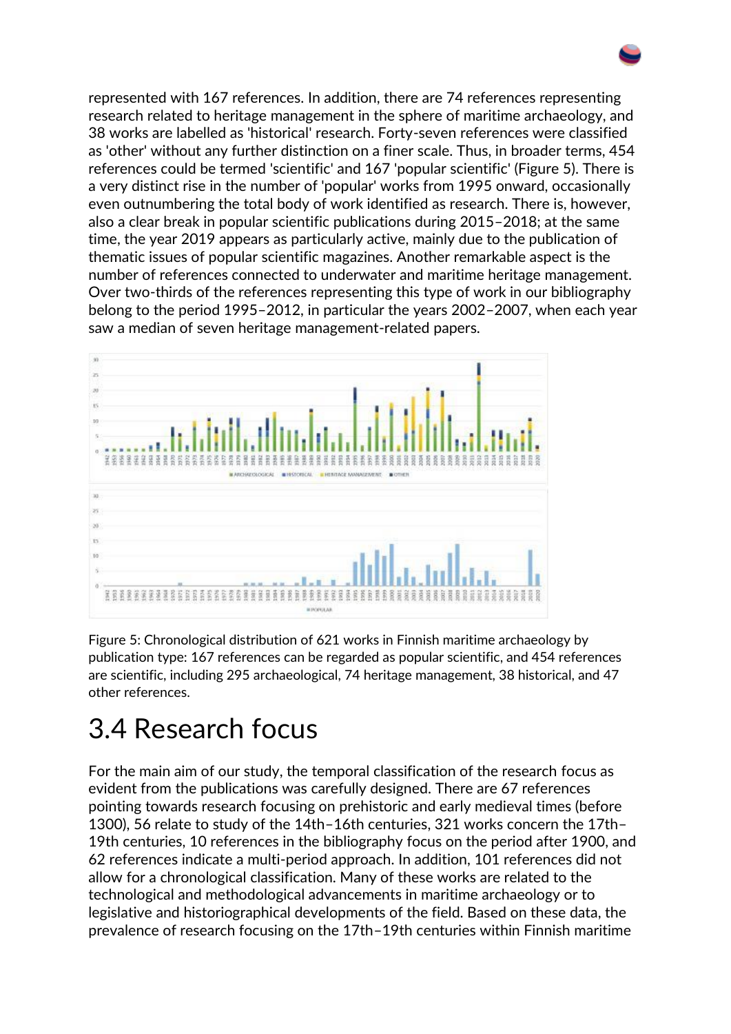represented with 167 references. In addition, there are 74 references representing research related to heritage management in the sphere of maritime archaeology, and 38 works are labelled as 'historical' research. Forty-seven references were classified as 'other' without any further distinction on a finer scale. Thus, in broader terms, 454 references could be termed 'scientific' and 167 'popular scientific' (Figure 5). There is a very distinct rise in the number of 'popular' works from 1995 onward, occasionally even outnumbering the total body of work identified as research. There is, however, also a clear break in popular scientific publications during 2015–2018; at the same time, the year 2019 appears as particularly active, mainly due to the publication of thematic issues of popular scientific magazines. Another remarkable aspect is the number of references connected to underwater and maritime heritage management. Over two-thirds of the references representing this type of work in our bibliography belong to the period 1995–2012, in particular the years 2002–2007, when each year saw a median of seven heritage management-related papers.

Figure 5: Chronological distribution of 621 works in Finnish maritime archaeology by publication type: 167 references can be regarded as popular scientific, and 454 references are scientific, including 295 archaeological, 74 heritage management, 38 historical, and 47 other references.

## 3.4 Research focus

For the main aim of our study, the temporal classification of the research focus as evident from the publications was carefully designed. There are 67 references pointing towards research focusing on prehistoric and early medieval times (before 1300), 56 relate to study of the 14th–16th centuries, 321 works concern the 17th–19th centuries, 10 references in the bibliography focus on the period after 1900, and 62 references indicate a multi-period approach. In addition, 101 references did not allow for a chronological classification. Many of these works are related to the technological and methodological advancements in maritime archaeology or to legislative and historiographical developments of the field. Based on these data, the prevalence of research focusing on the 17th–19th centuries within Finnish maritime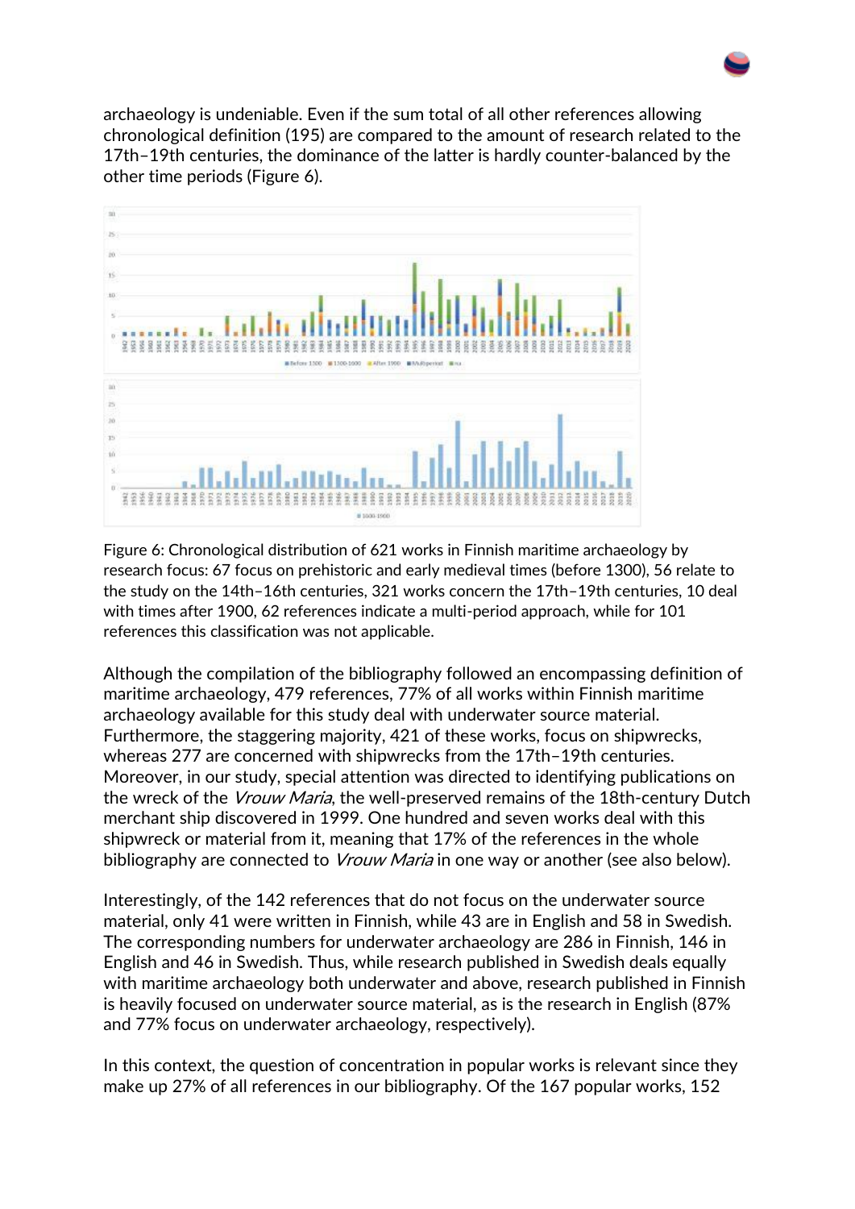archaeology is undeniable. Even if the sum total of all other references allowing chronological definition (195) are compared to the amount of research related to the 17th–19th centuries, the dominance of the latter is hardly counter-balanced by the other time periods (Figure 6).

Figure 6: Chronological distribution of 621 works in Finnish maritime archaeology by research focus: 67 focus on prehistoric and early medieval times (before 1300), 56 relate to the study on the 14th–16th centuries, 321 works concern the 17th–19th centuries, 10 deal with times after 1900, 62 references indicate a multi-period approach, while for 101 references this classification was not applicable.

Although the compilation of the bibliography followed an encompassing definition of maritime archaeology, 479 references, 77% of all works within Finnish maritime archaeology available for this study deal with underwater source material. Furthermore, the staggering majority, 421 of these works, focus on shipwrecks, whereas 277 are concerned with shipwrecks from the 17th–19th centuries. Moreover, in our study, special attention was directed to identifying publications on the wreck of the *Vrouw Maria*, the well-preserved remains of the 18th-century Dutch merchant ship discovered in 1999. One hundred and seven works deal with this shipwreck or material from it, meaning that 17% of the references in the whole bibliography are connected to *Vrouw Maria* in one way or another (see also below).

Interestingly, of the 142 references that do not focus on the underwater source material, only 41 were written in Finnish, while 43 are in English and 58 in Swedish. The corresponding numbers for underwater archaeology are 286 in Finnish, 146 in English and 46 in Swedish. Thus, while research published in Swedish deals equally with maritime archaeology both underwater and above, research published in Finnish is heavily focused on underwater source material, as is the research in English (87% and 77% focus on underwater archaeology, respectively).

In this context, the question of concentration in popular works is relevant since they make up 27% of all references in our bibliography. Of the 167 popular works, 152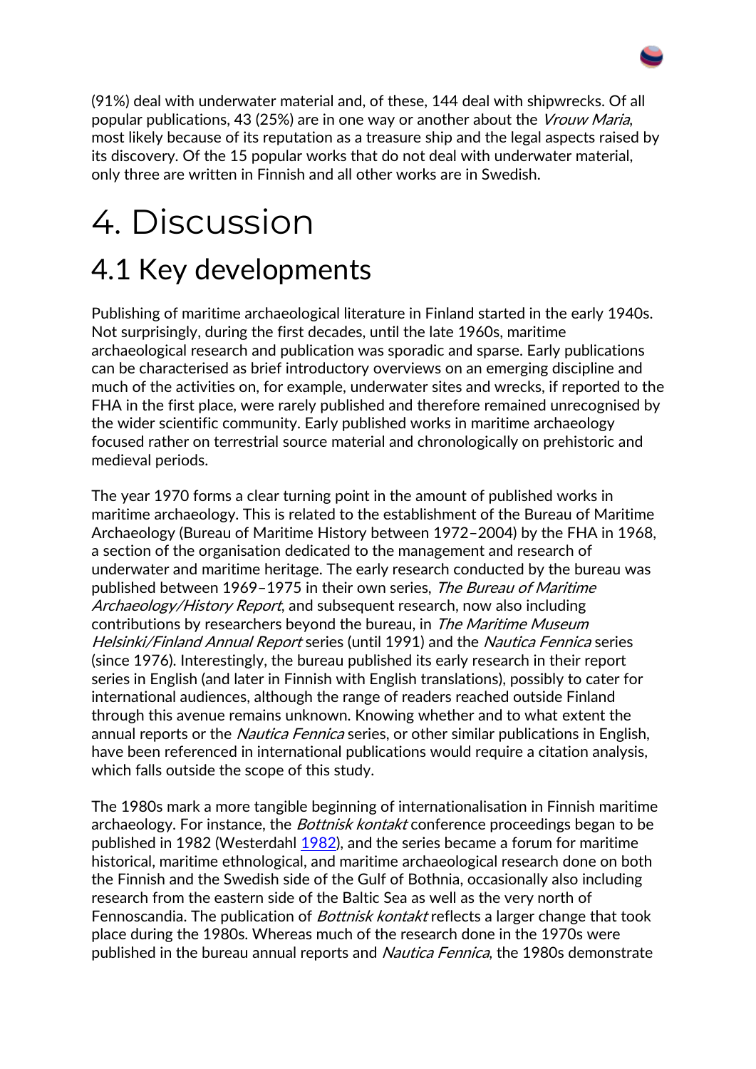(91%) deal with underwater material and, of these, 144 deal with shipwrecks. Of all popular publications, 43 (25%) are in one way or another about the *Vrouw Maria*, most likely because of its reputation as a treasure ship and the legal aspects raised by its discovery. Of the 15 popular works that do not deal with underwater material, only three are written in Finnish and all other works are in Swedish.

# 4. Discussion

## 4.1 Key developments

Publishing of maritime archaeological literature in Finland started in the early 1940s. Not surprisingly, during the first decades, until the late 1960s, maritime archaeological research and publication was sporadic and sparse. Early publications can be characterised as brief introductory overviews on an emerging discipline and much of the activities on, for example, underwater sites and wrecks, if reported to the FHA in the first place, were rarely published and therefore remained unrecognised by the wider scientific community. Early published works in maritime archaeology focused rather on terrestrial source material and chronologically on prehistoric and medieval periods.

The year 1970 forms a clear turning point in the amount of published works in maritime archaeology. This is related to the establishment of the Bureau of Maritime Archaeology (Bureau of Maritime History between 1972–2004) by the FHA in 1968, a section of the organisation dedicated to the management and research of underwater and maritime heritage. The early research conducted by the bureau was published between 1969–1975 in their own series, *The Bureau of Maritime Archaeology/History Report*, and subsequent research, now also including contributions by researchers beyond the bureau, in *The Maritime Museum Helsinki/Finland Annual Report* series (until 1991) and the *Nautica Fennica* series (since 1976). Interestingly, the bureau published its early research in their report series in English (and later in Finnish with English translations), possibly to cater for international audiences, although the range of readers reached outside Finland through this avenue remains unknown. Knowing whether and to what extent the annual reports or the *Nautica Fennica* series, or other similar publications in English, have been referenced in international publications would require a citation analysis, which falls outside the scope of this study.

The 1980s mark a more tangible beginning of internationalisation in Finnish maritime archaeology. For instance, the *Bottnisk kontakt* conference proceedings began to be published in 1982 (Westerdahl 1982), and the series became a forum for maritime historical, maritime ethnological, and maritime archaeological research done on both the Finnish and the Swedish side of the Gulf of Bothnia, occasionally also including research from the eastern side of the Baltic Sea as well as the very north of Fennoscandia. The publication of *Bottnisk kontakt* reflects a larger change that took place during the 1980s. Whereas much of the research done in the 1970s were published in the bureau annual reports and *Nautica Fennica*, the 1980s demonstrate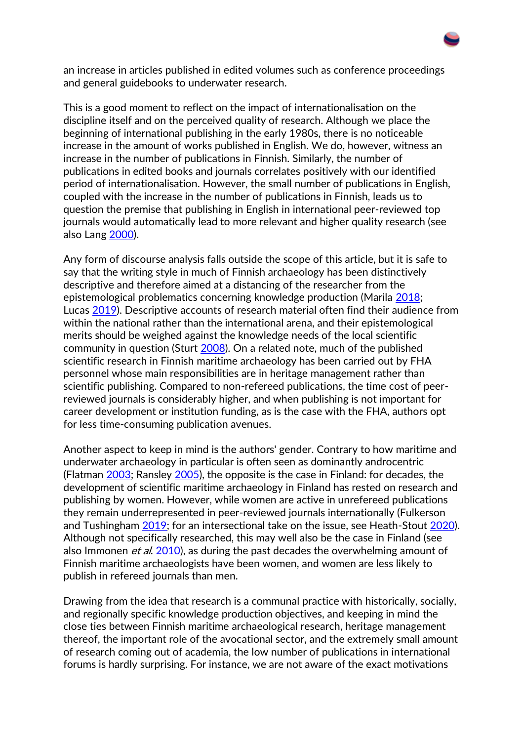an increase in articles published in edited volumes such as conference proceedings and general guidebooks to underwater research.

This is a good moment to reflect on the impact of internationalisation on the discipline itself and on the perceived quality of research. Although we place the beginning of international publishing in the early 1980s, there is no noticeable increase in the amount of works published in English. We do, however, witness an increase in the number of publications in Finnish. Similarly, the number of publications in edited books and journals correlates positively with our identified period of internationalisation. However, the small number of publications in English, coupled with the increase in the number of publications in Finnish, leads us to question the premise that publishing in English in international peer-reviewed top journals would automatically lead to more relevant and higher quality research (see also Lang 2000).

Any form of discourse analysis falls outside the scope of this article, but it is safe to say that the writing style in much of Finnish archaeology has been distinctively descriptive and therefore aimed at a distancing of the researcher from the epistemological problematics concerning knowledge production (Marila 2018; Lucas 2019). Descriptive accounts of research material often find their audience from within the national rather than the international arena, and their epistemological merits should be weighed against the knowledge needs of the local scientific community in question (Sturt 2008). On a related note, much of the published scientific research in Finnish maritime archaeology has been carried out by FHA personnel whose main responsibilities are in heritage management rather than scientific publishing. Compared to non-refereed publications, the time cost of peer-reviewed journals is considerably higher, and when publishing is not important for career development or institution funding, as is the case with the FHA, authors opt for less time-consuming publication avenues.

Another aspect to keep in mind is the authors' gender. Contrary to how maritime and underwater archaeology in particular is often seen as dominantly androcentric (Flatman 2003; Ransley 2005), the opposite is the case in Finland: for decades, the development of scientific maritime archaeology in Finland has rested on research and publishing by women. However, while women are active in unrefereed publications they remain underrepresented in peer-reviewed journals internationally (Fulkerson and Tushingham 2019; for an intersectional take on the issue, see Heath-Stout 2020). Although not specifically researched, this may well also be the case in Finland (see also Immonen *et al.* 2010), as during the past decades the overwhelming amount of Finnish maritime archaeologists have been women, and women are less likely to publish in refereed journals than men.

Drawing from the idea that research is a communal practice with historically, socially, and regionally specific knowledge production objectives, and keeping in mind the close ties between Finnish maritime archaeological research, heritage management thereof, the important role of the avocational sector, and the extremely small amount of research coming out of academia, the low number of publications in international forums is hardly surprising. For instance, we are not aware of the exact motivations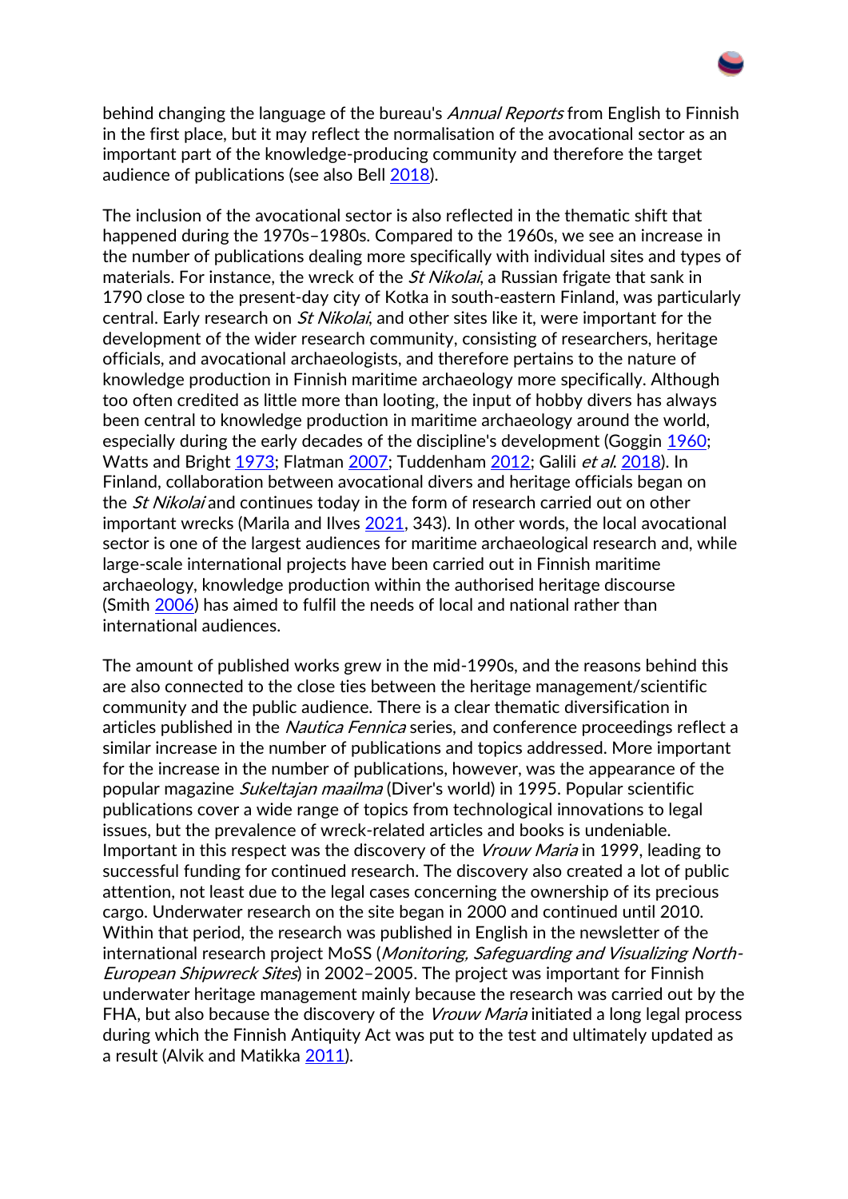behind changing the language of the bureau's *Annual Reports* from English to Finnish in the first place, but it may reflect the normalisation of the avocational sector as an important part of the knowledge-producing community and therefore the target audience of publications (see also Bell 2018).

The inclusion of the avocational sector is also reflected in the thematic shift that happened during the 1970s–1980s. Compared to the 1960s, we see an increase in the number of publications dealing more specifically with individual sites and types of materials. For instance, the wreck of the *St Nikolai*, a Russian frigate that sank in 1790 close to the present-day city of Kotka in south-eastern Finland, was particularly central. Early research on *St Nikolai*, and other sites like it, were important for the development of the wider research community, consisting of researchers, heritage officials, and avocational archaeologists, and therefore pertains to the nature of knowledge production in Finnish maritime archaeology more specifically. Although too often credited as little more than looting, the input of hobby divers has always been central to knowledge production in maritime archaeology around the world, especially during the early decades of the discipline's development (Goggin 1960; Watts and Bright 1973; Flatman 2007; Tuddenham 2012; Galili *et al.* 2018). In Finland, collaboration between avocational divers and heritage officials began on the *St Nikolai* and continues today in the form of research carried out on other important wrecks (Marila and Ilves 2021, 343). In other words, the local avocational sector is one of the largest audiences for maritime archaeological research and, while large-scale international projects have been carried out in Finnish maritime archaeology, knowledge production within the authorised heritage discourse (Smith 2006) has aimed to fulfil the needs of local and national rather than international audiences.

The amount of published works grew in the mid-1990s, and the reasons behind this are also connected to the close ties between the heritage management/scientific community and the public audience. There is a clear thematic diversification in articles published in the *Nautica Fennica* series, and conference proceedings reflect a similar increase in the number of publications and topics addressed. More important for the increase in the number of publications, however, was the appearance of the popular magazine *Sukeltajan maailma* (Diver's world) in 1995. Popular scientific publications cover a wide range of topics from technological innovations to legal issues, but the prevalence of wreck-related articles and books is undeniable. Important in this respect was the discovery of the *Vrouw Maria* in 1999, leading to successful funding for continued research. The discovery also created a lot of public attention, not least due to the legal cases concerning the ownership of its precious cargo. Underwater research on the site began in 2000 and continued until 2010. Within that period, the research was published in English in the newsletter of the international research project MoSS (*Monitoring, Safeguarding and Visualizing North-European Shipwreck Sites*) in 2002–2005. The project was important for Finnish underwater heritage management mainly because the research was carried out by the FHA, but also because the discovery of the *Vrouw Maria* initiated a long legal process during which the Finnish Antiquity Act was put to the test and ultimately updated as a result (Alvik and Matikka 2011).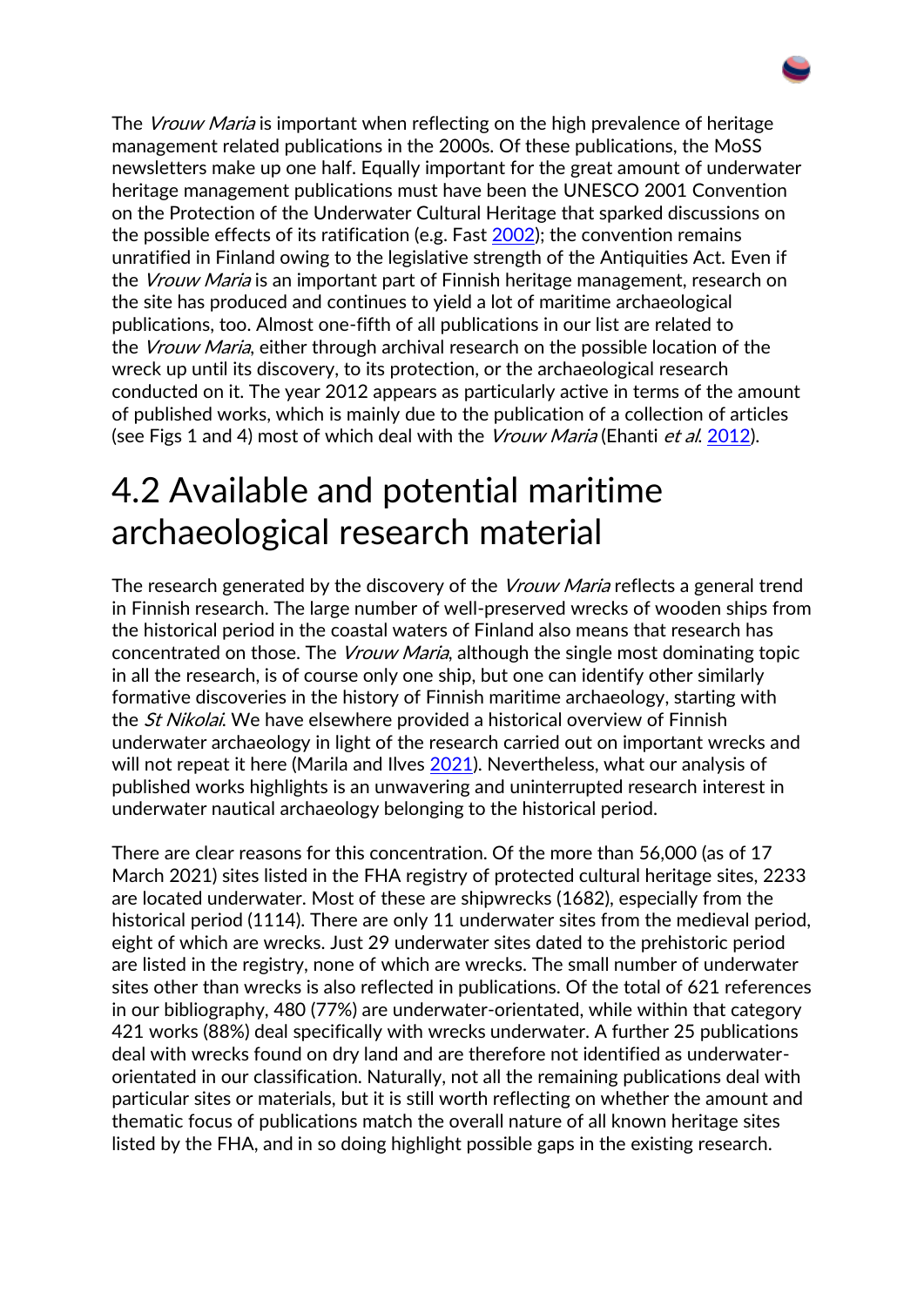The *Vrouw Maria* is important when reflecting on the high prevalence of heritage management related publications in the 2000s. Of these publications, the MoSS newsletters make up one half. Equally important for the great amount of underwater heritage management publications must have been the UNESCO 2001 Convention on the Protection of the Underwater Cultural Heritage that sparked discussions on the possible effects of its ratification (e.g. Fast 2002); the convention remains unratified in Finland owing to the legislative strength of the Antiquities Act. Even if the *Vrouw Maria* is an important part of Finnish heritage management, research on the site has produced and continues to yield a lot of maritime archaeological publications, too. Almost one-fifth of all publications in our list are related to the *Vrouw Maria*, either through archival research on the possible location of the wreck up until its discovery, to its protection, or the archaeological research conducted on it. The year 2012 appears as particularly active in terms of the amount of published works, which is mainly due to the publication of a collection of articles (see Figs 1 and 4) most of which deal with the *Vrouw Maria* (Ehanti *et al.* 2012).

## 4.2 Available and potential maritime archaeological research material

The research generated by the discovery of the *Vrouw Maria* reflects a general trend in Finnish research. The large number of well-preserved wrecks of wooden ships from the historical period in the coastal waters of Finland also means that research has concentrated on those. The *Vrouw Maria*, although the single most dominating topic in all the research, is of course only one ship, but one can identify other similarly formative discoveries in the history of Finnish maritime archaeology, starting with the *St Nikolai*. We have elsewhere provided a historical overview of Finnish underwater archaeology in light of the research carried out on important wrecks and will not repeat it here (Marila and Ilves 2021). Nevertheless, what our analysis of published works highlights is an unwavering and uninterrupted research interest in underwater nautical archaeology belonging to the historical period.

There are clear reasons for this concentration. Of the more than 56,000 (as of 17 March 2021) sites listed in the FHA registry of protected cultural heritage sites, 2233 are located underwater. Most of these are shipwrecks (1682), especially from the historical period (1114). There are only 11 underwater sites from the medieval period, eight of which are wrecks. Just 29 underwater sites dated to the prehistoric period are listed in the registry, none of which are wrecks. The small number of underwater sites other than wrecks is also reflected in publications. Of the total of 621 references in our bibliography, 480 (77%) are underwater-orientated, while within that category 421 works (88%) deal specifically with wrecks underwater. A further 25 publications deal with wrecks found on dry land and are therefore not identified as underwater-orientated in our classification. Naturally, not all the remaining publications deal with particular sites or materials, but it is still worth reflecting on whether the amount and thematic focus of publications match the overall nature of all known heritage sites listed by the FHA, and in so doing highlight possible gaps in the existing research.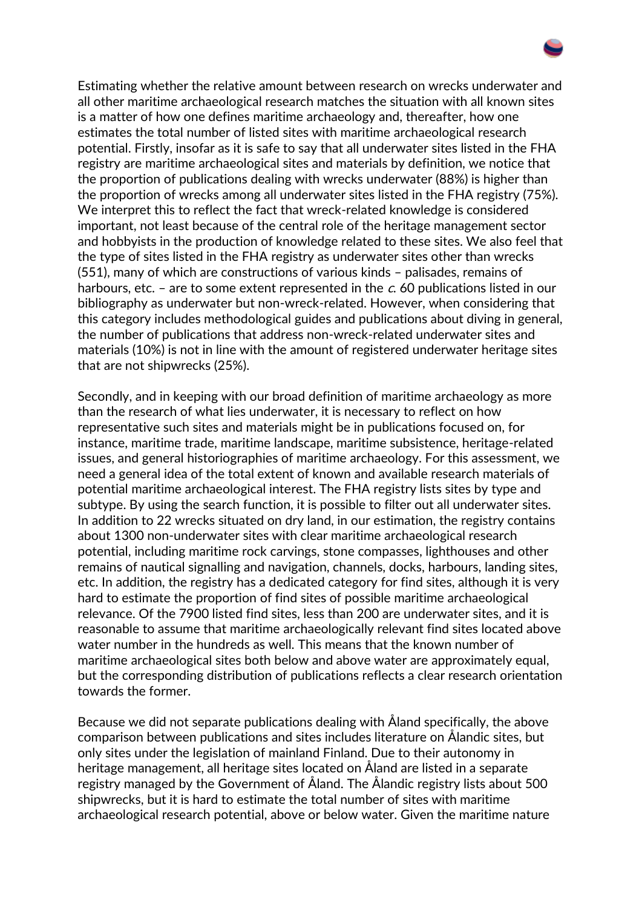Estimating whether the relative amount between research on wrecks underwater and all other maritime archaeological research matches the situation with all known sites is a matter of how one defines maritime archaeology and, thereafter, how one estimates the total number of listed sites with maritime archaeological research potential. Firstly, insofar as it is safe to say that all underwater sites listed in the FHA registry are maritime archaeological sites and materials by definition, we notice that the proportion of publications dealing with wrecks underwater (88%) is higher than the proportion of wrecks among all underwater sites listed in the FHA registry (75%). We interpret this to reflect the fact that wreck-related knowledge is considered important, not least because of the central role of the heritage management sector and hobbyists in the production of knowledge related to these sites. We also feel that the type of sites listed in the FHA registry as underwater sites other than wrecks (551), many of which are constructions of various kinds – palisades, remains of harbours, etc. – are to some extent represented in the *c.* 60 publications listed in our bibliography as underwater but non-wreck-related. However, when considering that this category includes methodological guides and publications about diving in general, the number of publications that address non-wreck-related underwater sites and materials (10%) is not in line with the amount of registered underwater heritage sites that are not shipwrecks (25%).

Secondly, and in keeping with our broad definition of maritime archaeology as more than the research of what lies underwater, it is necessary to reflect on how representative such sites and materials might be in publications focused on, for instance, maritime trade, maritime landscape, maritime subsistence, heritage-related issues, and general historiographies of maritime archaeology. For this assessment, we need a general idea of the total extent of known and available research materials of potential maritime archaeological interest. The FHA registry lists sites by type and subtype. By using the search function, it is possible to filter out all underwater sites. In addition to 22 wrecks situated on dry land, in our estimation, the registry contains about 1300 non-underwater sites with clear maritime archaeological research potential, including maritime rock carvings, stone compasses, lighthouses and other remains of nautical signalling and navigation, channels, docks, harbours, landing sites, etc. In addition, the registry has a dedicated category for find sites, although it is very hard to estimate the proportion of find sites of possible maritime archaeological relevance. Of the 7900 listed find sites, less than 200 are underwater sites, and it is reasonable to assume that maritime archaeologically relevant find sites located above water number in the hundreds as well. This means that the known number of maritime archaeological sites both below and above water are approximately equal, but the corresponding distribution of publications reflects a clear research orientation towards the former.

Because we did not separate publications dealing with Åland specifically, the above comparison between publications and sites includes literature on Ålandic sites, but only sites under the legislation of mainland Finland. Due to their autonomy in heritage management, all heritage sites located on Åland are listed in a separate registry managed by the Government of Åland. The Ålandic registry lists about 500 shipwrecks, but it is hard to estimate the total number of sites with maritime archaeological research potential, above or below water. Given the maritime nature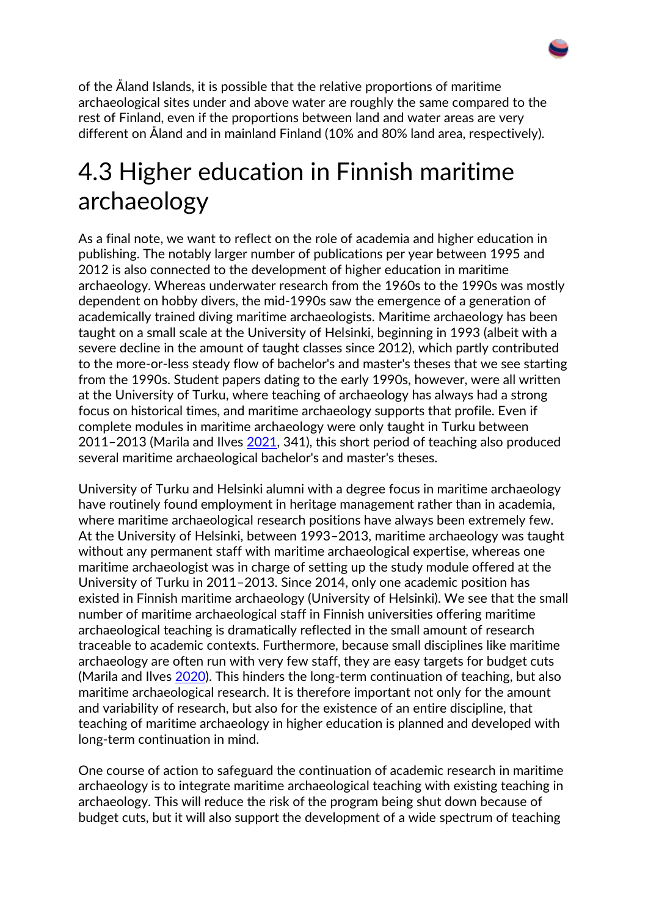of the Åland Islands, it is possible that the relative proportions of maritime archaeological sites under and above water are roughly the same compared to the rest of Finland, even if the proportions between land and water areas are very different on Åland and in mainland Finland (10% and 80% land area, respectively).

## 4.3 Higher education in Finnish maritime archaeology

As a final note, we want to reflect on the role of academia and higher education in publishing. The notably larger number of publications per year between 1995 and 2012 is also connected to the development of higher education in maritime archaeology. Whereas underwater research from the 1960s to the 1990s was mostly dependent on hobby divers, the mid-1990s saw the emergence of a generation of academically trained diving maritime archaeologists. Maritime archaeology has been taught on a small scale at the University of Helsinki, beginning in 1993 (albeit with a severe decline in the amount of taught classes since 2012), which partly contributed to the more-or-less steady flow of bachelor's and master's theses that we see starting from the 1990s. Student papers dating to the early 1990s, however, were all written at the University of Turku, where teaching of archaeology has always had a strong focus on historical times, and maritime archaeology supports that profile. Even if complete modules in maritime archaeology were only taught in Turku between 2011–2013 (Marila and Ilves 2021, 341), this short period of teaching also produced several maritime archaeological bachelor's and master's theses.

University of Turku and Helsinki alumni with a degree focus in maritime archaeology have routinely found employment in heritage management rather than in academia, where maritime archaeological research positions have always been extremely few. At the University of Helsinki, between 1993–2013, maritime archaeology was taught without any permanent staff with maritime archaeological expertise, whereas one maritime archaeologist was in charge of setting up the study module offered at the University of Turku in 2011–2013. Since 2014, only one academic position has existed in Finnish maritime archaeology (University of Helsinki). We see that the small number of maritime archaeological staff in Finnish universities offering maritime archaeological teaching is dramatically reflected in the small amount of research traceable to academic contexts. Furthermore, because small disciplines like maritime archaeology are often run with very few staff, they are easy targets for budget cuts (Marila and Ilves 2020). This hinders the long-term continuation of teaching, but also maritime archaeological research. It is therefore important not only for the amount and variability of research, but also for the existence of an entire discipline, that teaching of maritime archaeology in higher education is planned and developed with long-term continuation in mind.

One course of action to safeguard the continuation of academic research in maritime archaeology is to integrate maritime archaeological teaching with existing teaching in archaeology. This will reduce the risk of the program being shut down because of budget cuts, but it will also support the development of a wide spectrum of teaching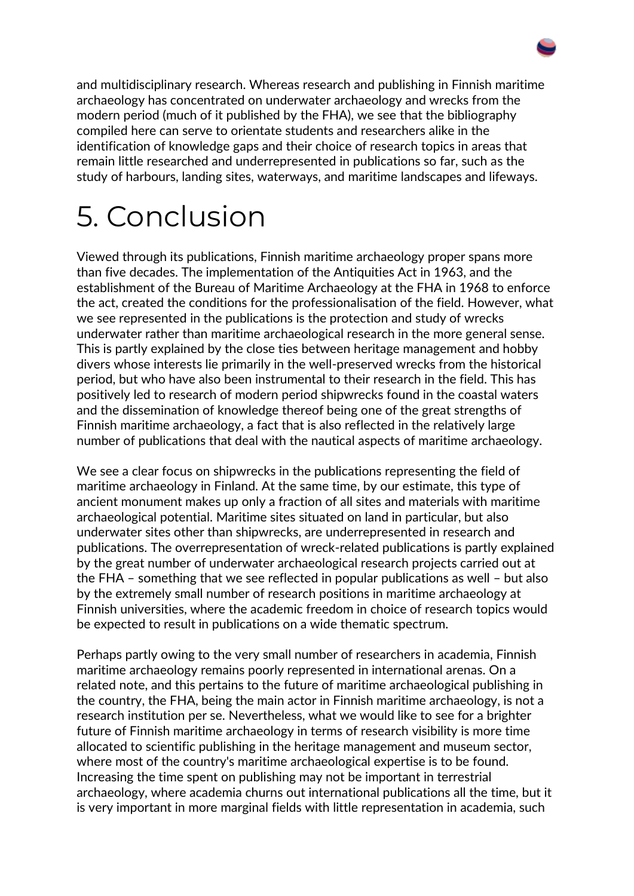and multidisciplinary research. Whereas research and publishing in Finnish maritime archaeology has concentrated on underwater archaeology and wrecks from the modern period (much of it published by the FHA), we see that the bibliography compiled here can serve to orientate students and researchers alike in the identification of knowledge gaps and their choice of research topics in areas that remain little researched and underrepresented in publications so far, such as the study of harbours, landing sites, waterways, and maritime landscapes and lifeways.

# 5. Conclusion

Viewed through its publications, Finnish maritime archaeology proper spans more than five decades. The implementation of the Antiquities Act in 1963, and the establishment of the Bureau of Maritime Archaeology at the FHA in 1968 to enforce the act, created the conditions for the professionalisation of the field. However, what we see represented in the publications is the protection and study of wrecks underwater rather than maritime archaeological research in the more general sense. This is partly explained by the close ties between heritage management and hobby divers whose interests lie primarily in the well-preserved wrecks from the historical period, but who have also been instrumental to their research in the field. This has positively led to research of modern period shipwrecks found in the coastal waters and the dissemination of knowledge thereof being one of the great strengths of Finnish maritime archaeology, a fact that is also reflected in the relatively large number of publications that deal with the nautical aspects of maritime archaeology.

We see a clear focus on shipwrecks in the publications representing the field of maritime archaeology in Finland. At the same time, by our estimate, this type of ancient monument makes up only a fraction of all sites and materials with maritime archaeological potential. Maritime sites situated on land in particular, but also underwater sites other than shipwrecks, are underrepresented in research and publications. The overrepresentation of wreck-related publications is partly explained by the great number of underwater archaeological research projects carried out at the FHA – something that we see reflected in popular publications as well – but also by the extremely small number of research positions in maritime archaeology at Finnish universities, where the academic freedom in choice of research topics would be expected to result in publications on a wide thematic spectrum.

Perhaps partly owing to the very small number of researchers in academia, Finnish maritime archaeology remains poorly represented in international arenas. On a related note, and this pertains to the future of maritime archaeological publishing in the country, the FHA, being the main actor in Finnish maritime archaeology, is not a research institution per se. Nevertheless, what we would like to see for a brighter future of Finnish maritime archaeology in terms of research visibility is more time allocated to scientific publishing in the heritage management and museum sector, where most of the country's maritime archaeological expertise is to be found. Increasing the time spent on publishing may not be important in terrestrial archaeology, where academia churns out international publications all the time, but it is very important in more marginal fields with little representation in academia, such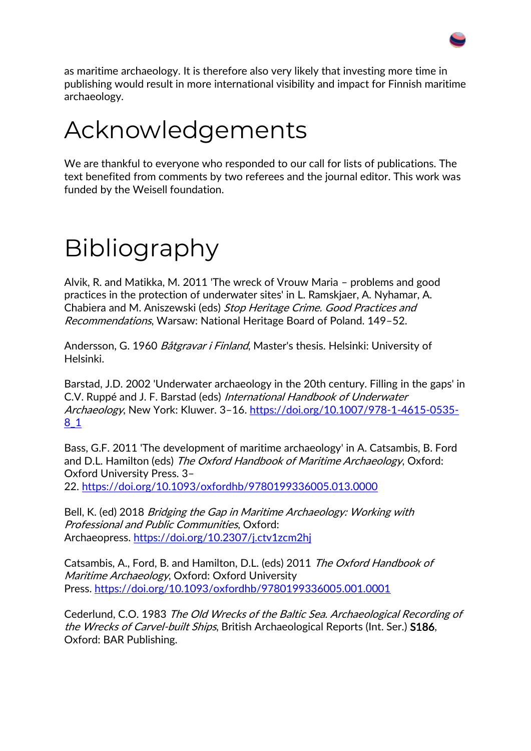as maritime archaeology. It is therefore also very likely that investing more time in publishing would result in more international visibility and impact for Finnish maritime archaeology.

# Acknowledgements

We are thankful to everyone who responded to our call for lists of publications. The text benefited from comments by two referees and the journal editor. This work was funded by the Weisell foundation.

# Bibliography

Alvik, R. and Matikka, M. 2011 'The wreck of Vrouw Maria – problems and good practices in the protection of underwater sites' in L. Ramskjaer, A. Nyhamar, A. Chabiera and M. Aniszewski (eds) *Stop Heritage Crime. Good Practices and Recommendations*, Warsaw: National Heritage Board of Poland. 149–52.

Andersson, G. 1960 *Båtgravar i Finland*, Master's thesis. Helsinki: University of Helsinki.

Barstad, J.D. 2002 'Underwater archaeology in the 20th century. Filling in the gaps' in C.V. Ruppé and J. F. Barstad (eds) *International Handbook of Underwater Archaeology*, New York: Kluwer. 3–16. https://doi.org/10.1007/978-1-4615-0535-8_1

Bass, G.F. 2011 'The development of maritime archaeology' in A. Catsambis, B. Ford and D.L. Hamilton (eds) *The Oxford Handbook of Maritime Archaeology*, Oxford: Oxford University Press. 3–22. https://doi.org/10.1093/oxfordhb/9780199336005.013.0000

Bell, K. (ed) 2018 *Bridging the Gap in Maritime Archaeology: Working with Professional and Public Communities*, Oxford: Archaeopress. https://doi.org/10.2307/j.ctv1zcm2hj

Catsambis, A., Ford, B. and Hamilton, D.L. (eds) 2011 *The Oxford Handbook of Maritime Archaeology*, Oxford: Oxford University Press. https://doi.org/10.1093/oxfordhb/9780199336005.001.0001

Cederlund, C.O. 1983 *The Old Wrecks of the Baltic Sea. Archaeological Recording of the Wrecks of Carvel-built Ships*, British Archaeological Reports (Int. Ser.) **S186**, Oxford: BAR Publishing.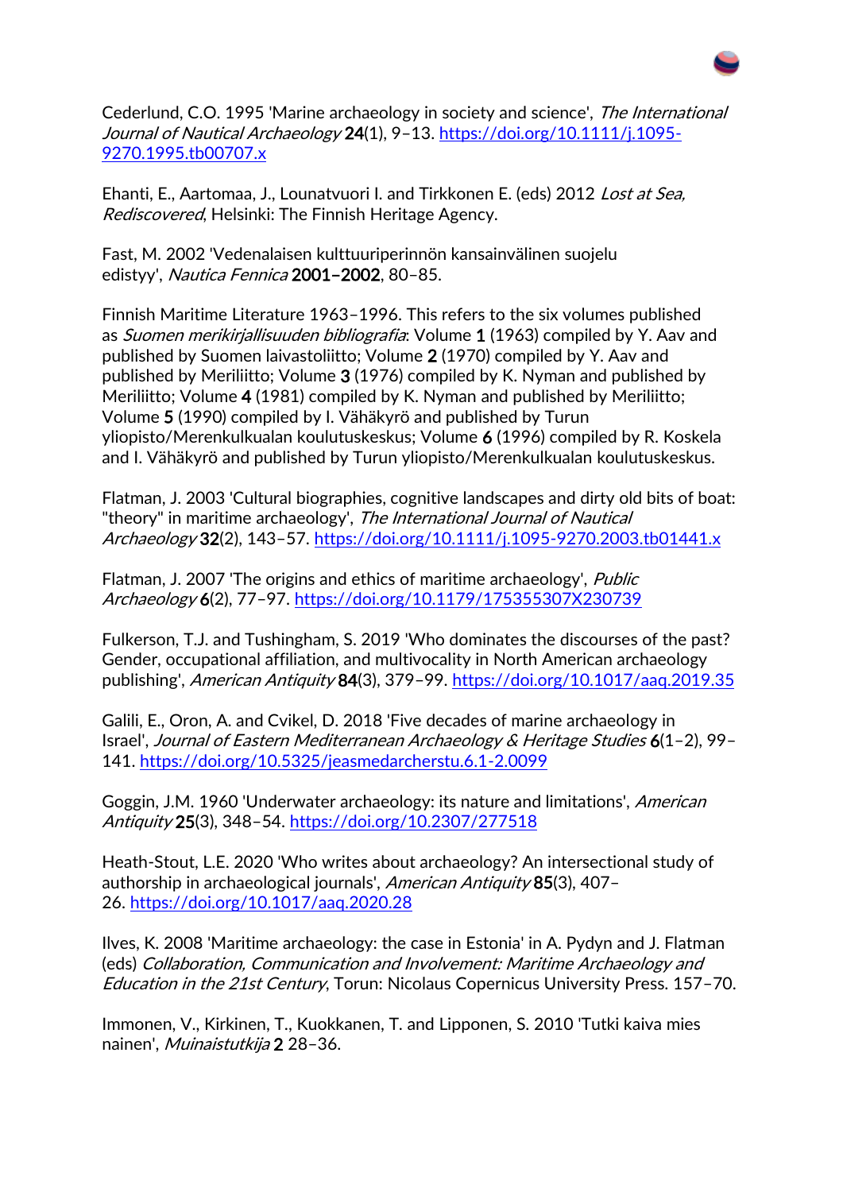Cederlund, C.O. 1995 'Marine archaeology in society and science', *The International Journal of Nautical Archaeology* **24**(1), 9–13. https://doi.org/10.1111/j.1095-9270.1995.tb00707.x

Ehanti, E., Aartomaa, J., Lounatvuori I. and Tirkkonen E. (eds) 2012 *Lost at Sea, Rediscovered*, Helsinki: The Finnish Heritage Agency.

Fast, M. 2002 'Vedenalaisen kulttuuriperinnön kansainvälinen suojelu edistyy', *Nautica Fennica* **2001–2002**, 80–85.

Finnish Maritime Literature 1963–1996. This refers to the six volumes published as *Suomen merikirjallisuuden bibliografia*: Volume **1** (1963) compiled by Y. Aav and published by Suomen laivastoliitto; Volume **2** (1970) compiled by Y. Aav and published by Meriliitto; Volume **3** (1976) compiled by K. Nyman and published by Meriliitto; Volume **4** (1981) compiled by K. Nyman and published by Meriliitto; Volume **5** (1990) compiled by I. Vähäkyrö and published by Turun yliopisto/Merenkulkualan koulutuskeskus; Volume **6** (1996) compiled by R. Koskela and I. Vähäkyrö and published by Turun yliopisto/Merenkulkualan koulutuskeskus.

Flatman, J. 2003 'Cultural biographies, cognitive landscapes and dirty old bits of boat: "theory" in maritime archaeology', *The International Journal of Nautical Archaeology* **32**(2), 143–57. https://doi.org/10.1111/j.1095-9270.2003.tb01441.x

Flatman, J. 2007 'The origins and ethics of maritime archaeology', *Public Archaeology* **6**(2), 77–97. https://doi.org/10.1179/175355307X230739

Fulkerson, T.J. and Tushingham, S. 2019 'Who dominates the discourses of the past? Gender, occupational affiliation, and multivocality in North American archaeology publishing', *American Antiquity* **84**(3), 379–99. https://doi.org/10.1017/aaq.2019.35

Galili, E., Oron, A. and Cvikel, D. 2018 'Five decades of marine archaeology in Israel', *Journal of Eastern Mediterranean Archaeology & Heritage Studies* **6**(1–2), 99–141. https://doi.org/10.5325/jeasmedarcherstu.6.1-2.0099

Goggin, J.M. 1960 'Underwater archaeology: its nature and limitations', *American Antiquity* **25**(3), 348–54. https://doi.org/10.2307/277518

Heath-Stout, L.E. 2020 'Who writes about archaeology? An intersectional study of authorship in archaeological journals', *American Antiquity* **85**(3), 407–26. https://doi.org/10.1017/aaq.2020.28

Ilves, K. 2008 'Maritime archaeology: the case in Estonia' in A. Pydyn and J. Flatman (eds) *Collaboration, Communication and Involvement: Maritime Archaeology and Education in the 21st Century*, Torun: Nicolaus Copernicus University Press. 157–70.

Immonen, V., Kirkinen, T., Kuokkanen, T. and Lipponen, S. 2010 'Tutki kaiva mies nainen', *Muinaistutkija* **2** 28–36.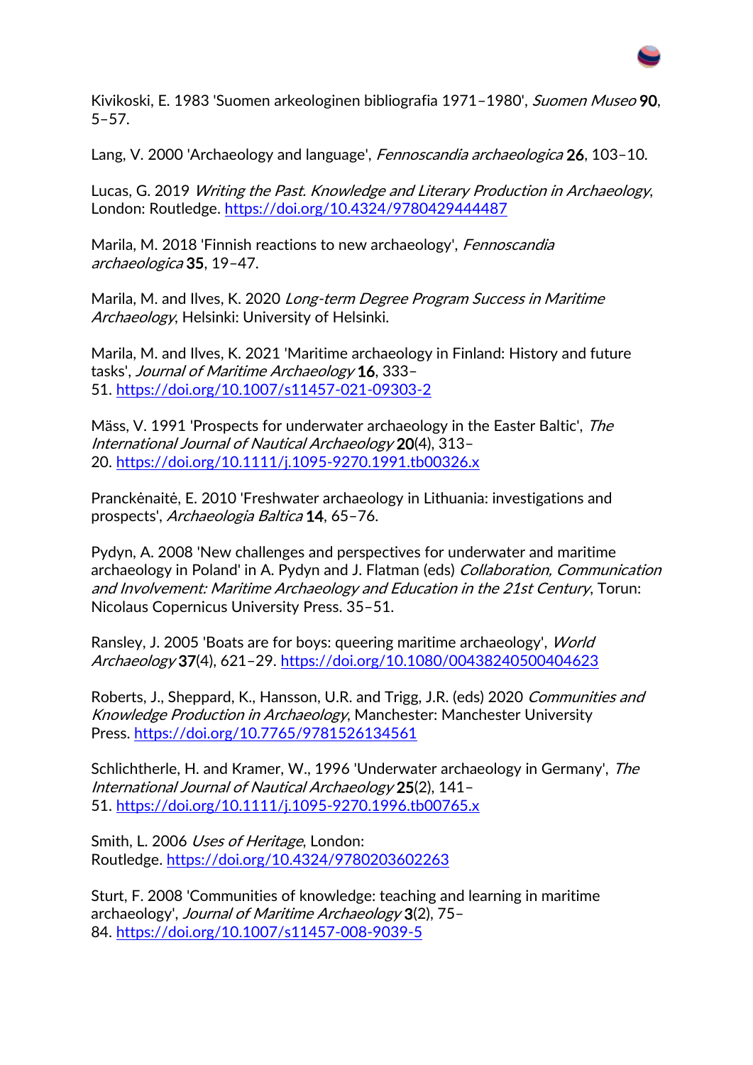Kivikoski, E. 1983 'Suomen arkeologinen bibliografia 1971–1980', *Suomen Museo* **90**, 5–57.

Lang, V. 2000 'Archaeology and language', *Fennoscandia archaeologica* **26**, 103–10.

Lucas, G. 2019 *Writing the Past. Knowledge and Literary Production in Archaeology*, London: Routledge. https://doi.org/10.4324/9780429444487

Marila, M. 2018 'Finnish reactions to new archaeology', *Fennoscandia archaeologica* **35**, 19–47.

Marila, M. and Ilves, K. 2020 *Long-term Degree Program Success in Maritime Archaeology*, Helsinki: University of Helsinki.

Marila, M. and Ilves, K. 2021 'Maritime archaeology in Finland: History and future tasks', *Journal of Maritime Archaeology* **16**, 333–51. https://doi.org/10.1007/s11457-021-09303-2

Mäss, V. 1991 'Prospects for underwater archaeology in the Easter Baltic', *The International Journal of Nautical Archaeology* **20**(4), 313–20. https://doi.org/10.1111/j.1095-9270.1991.tb00326.x

Pranckėnaitė, E. 2010 'Freshwater archaeology in Lithuania: investigations and prospects', *Archaeologia Baltica* **14**, 65–76.

Pydyn, A. 2008 'New challenges and perspectives for underwater and maritime archaeology in Poland' in A. Pydyn and J. Flatman (eds) *Collaboration, Communication and Involvement: Maritime Archaeology and Education in the 21st Century*, Torun: Nicolaus Copernicus University Press. 35–51.

Ransley, J. 2005 'Boats are for boys: queering maritime archaeology', *World Archaeology* **37**(4), 621–29. https://doi.org/10.1080/00438240500404623

Roberts, J., Sheppard, K., Hansson, U.R. and Trigg, J.R. (eds) 2020 *Communities and Knowledge Production in Archaeology*, Manchester: Manchester University Press. https://doi.org/10.7765/9781526134561

Schlichtherle, H. and Kramer, W., 1996 'Underwater archaeology in Germany', *The International Journal of Nautical Archaeology* **25**(2), 141–51. https://doi.org/10.1111/j.1095-9270.1996.tb00765.x

Smith, L. 2006 *Uses of Heritage*, London: Routledge. https://doi.org/10.4324/9780203602263

Sturt, F. 2008 'Communities of knowledge: teaching and learning in maritime archaeology', *Journal of Maritime Archaeology* **3**(2), 75–84. https://doi.org/10.1007/s11457-008-9039-5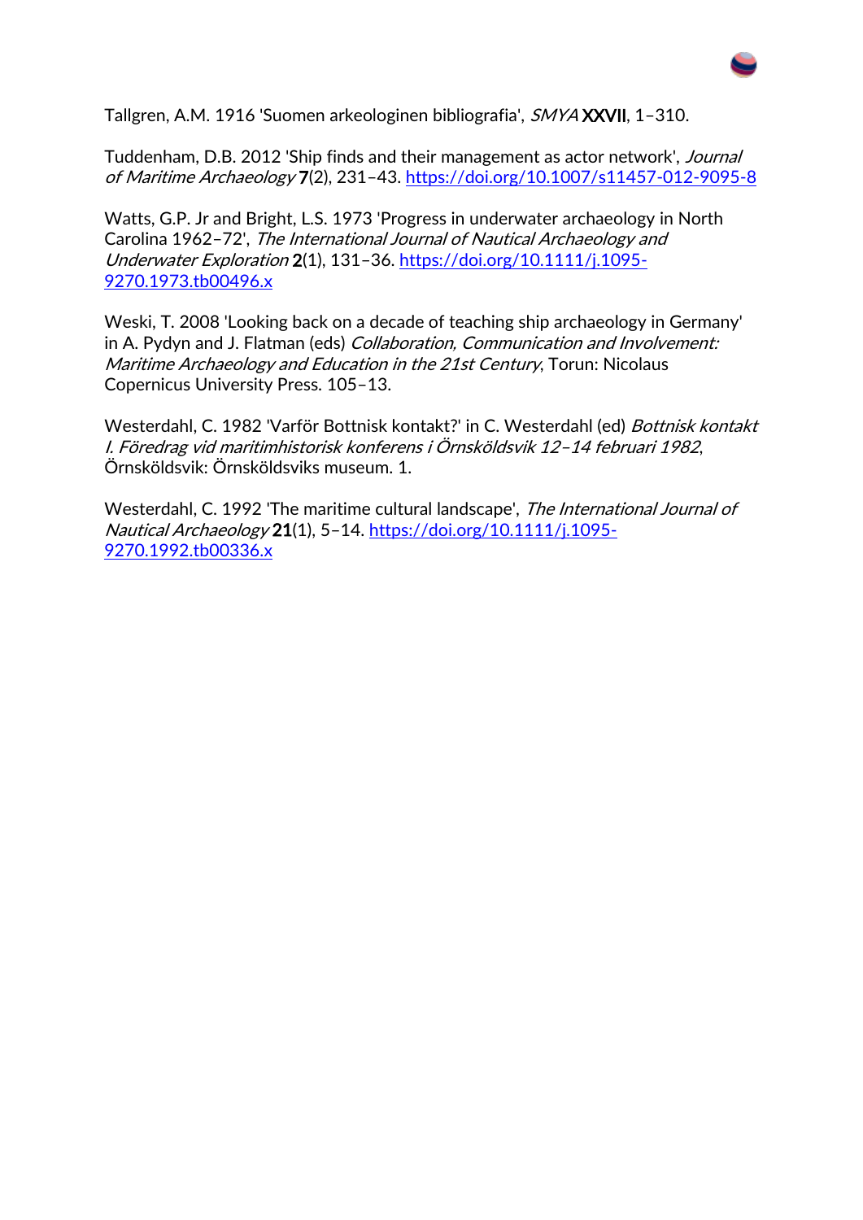Tallgren, A.M. 1916 'Suomen arkeologinen bibliografia', *SMYA* **XXVII**, 1–310.

Tuddenham, D.B. 2012 'Ship finds and their management as actor network', *Journal of Maritime Archaeology* **7**(2), 231–43. https://doi.org/10.1007/s11457-012-9095-8

Watts, G.P. Jr and Bright, L.S. 1973 'Progress in underwater archaeology in North Carolina 1962–72', *The International Journal of Nautical Archaeology and Underwater Exploration* **2**(1), 131–36. https://doi.org/10.1111/j.1095-9270.1973.tb00496.x

Weski, T. 2008 'Looking back on a decade of teaching ship archaeology in Germany' in A. Pydyn and J. Flatman (eds) *Collaboration, Communication and Involvement: Maritime Archaeology and Education in the 21st Century*, Torun: Nicolaus Copernicus University Press. 105–13.

Westerdahl, C. 1982 'Varför Bottnisk kontakt?' in C. Westerdahl (ed) *Bottnisk kontakt I. Föredrag vid maritimhistorisk konferens i Örnsköldsvik 12–14 februari 1982*, Örnsköldsvik: Örnsköldsviks museum. 1.

Westerdahl, C. 1992 'The maritime cultural landscape', *The International Journal of Nautical Archaeology* **21**(1), 5–14. https://doi.org/10.1111/j.1095-9270.1992.tb00336.x